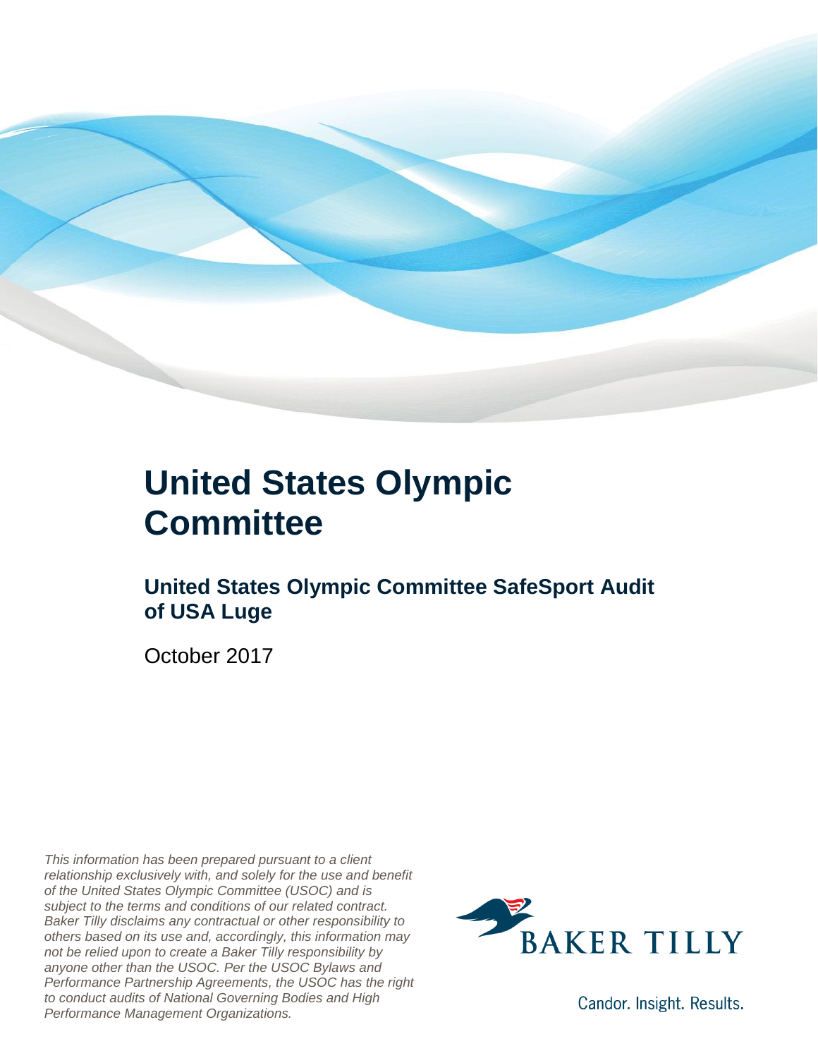# United States Olympic Committee

## United States Olympic Committee SafeSport Audit of USA Luge

October 2017

*This information has been prepared pursuant to a client relationship exclusively with, and solely for the use and benefit of the United States Olympic Committee (USOC) and is subject to the terms and conditions of our related contract. Baker Tilly disclaims any contractual or other responsibility to others based on its use and, accordingly, this information may not be relied upon to create a Baker Tilly responsibility by anyone other than the USOC. Per the USOC Bylaws and Performance Partnership Agreements, the USOC has the right to conduct audits of National Governing Bodies and High Performance Management Organizations.*

BAKER TILLY

Candor. Insight. Results.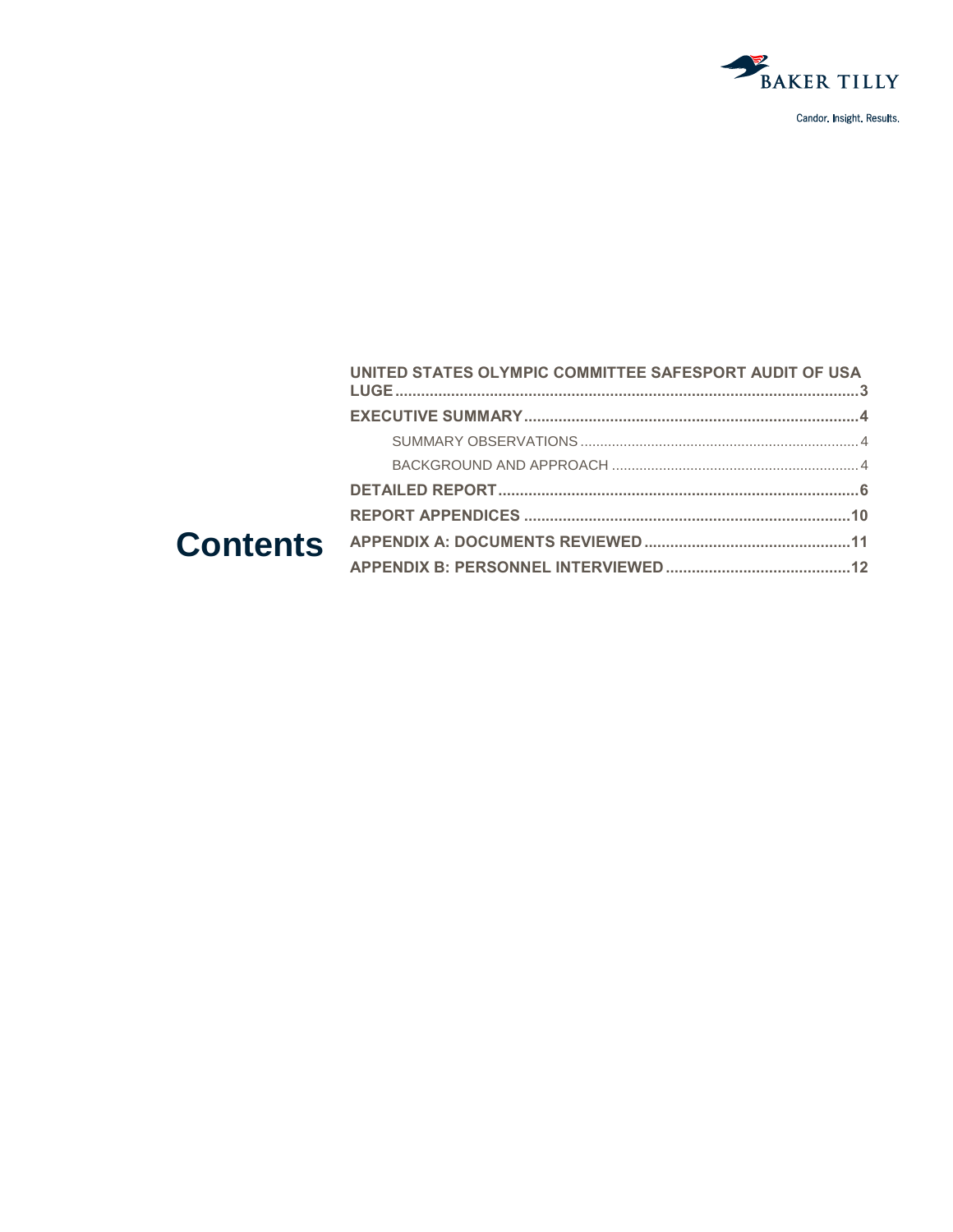# Contents

- **UNITED STATES OLYMPIC COMMITTEE SAFESPORT AUDIT OF USA LUGE** ..... 3
- **EXECUTIVE SUMMARY** ..... 4
  - SUMMARY OBSERVATIONS ..... 4
  - BACKGROUND AND APPROACH ..... 4
- **DETAILED REPORT** ..... 6
- **REPORT APPENDICES** ..... 10
- **APPENDIX A: DOCUMENTS REVIEWED** ..... 11
- **APPENDIX B: PERSONNEL INTERVIEWED** ..... 12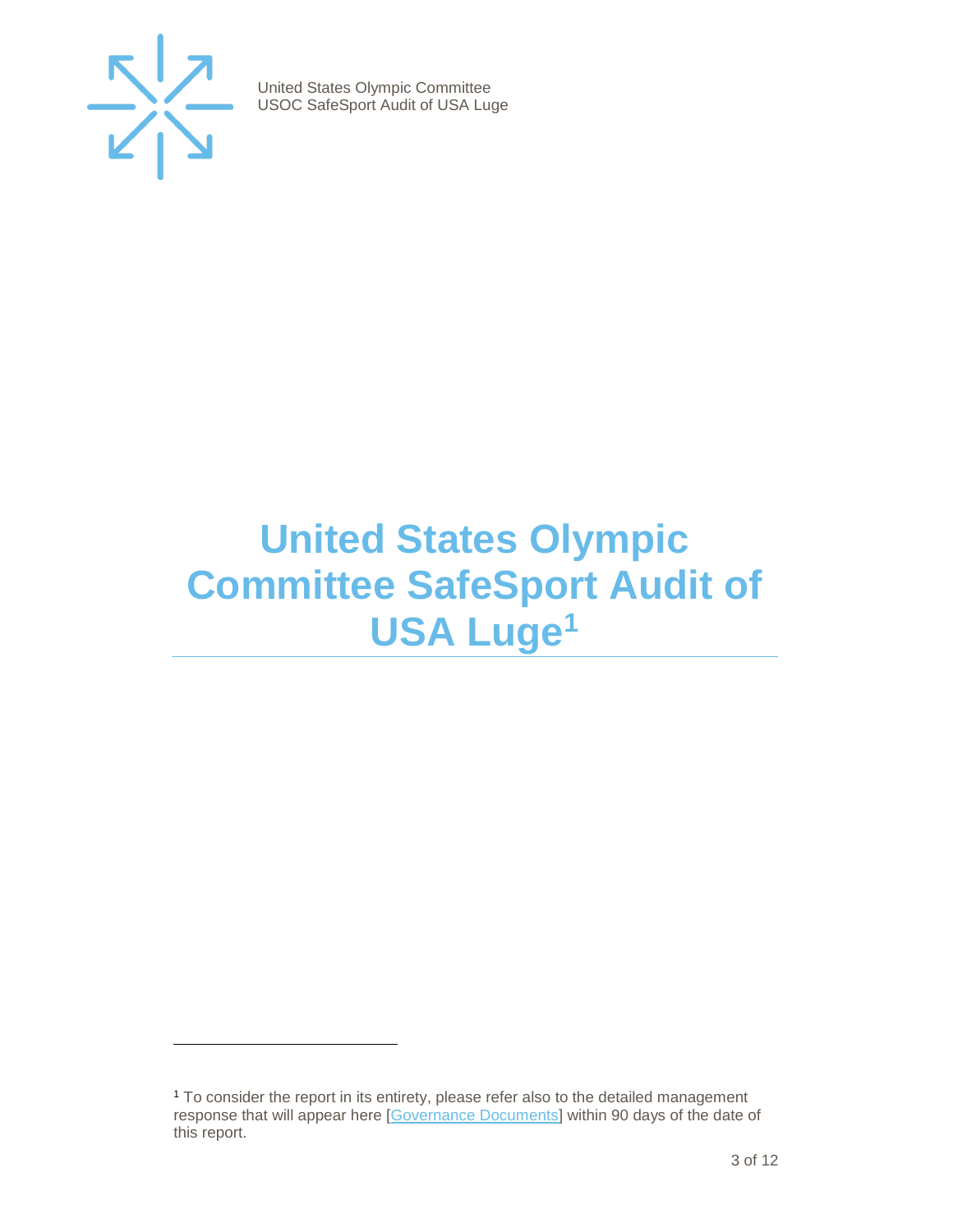# United States Olympic Committee SafeSport Audit of USA Luge[1]

[1] To consider the report in its entirety, please refer also to the detailed management response that will appear here [Governance Documents] within 90 days of the date of this report.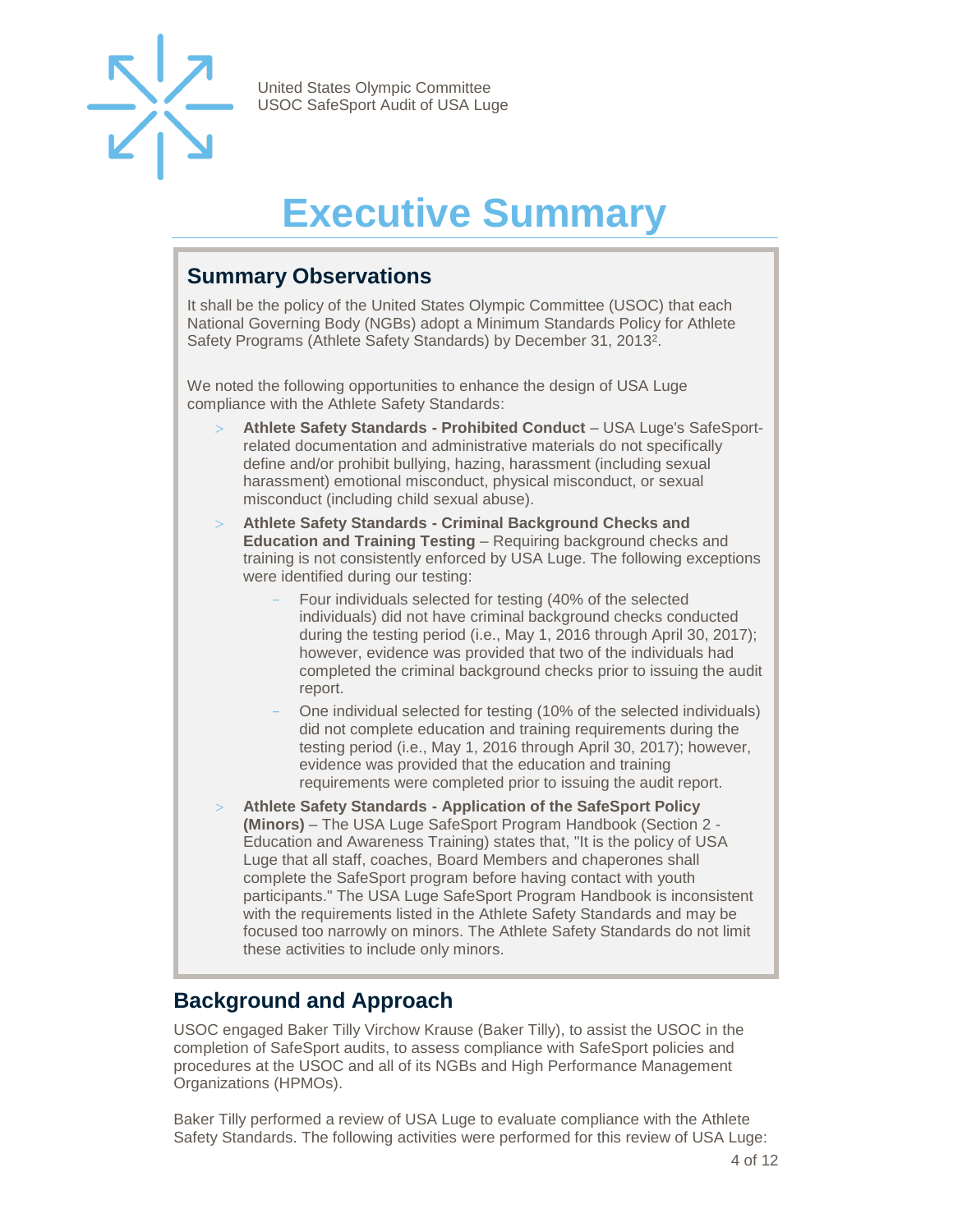# Executive Summary

## Summary Observations

It shall be the policy of the United States Olympic Committee (USOC) that each National Governing Body (NGBs) adopt a Minimum Standards Policy for Athlete Safety Programs (Athlete Safety Standards) by December 31, 2013[2].

We noted the following opportunities to enhance the design of USA Luge compliance with the Athlete Safety Standards:

- **Athlete Safety Standards - Prohibited Conduct** – USA Luge's SafeSport-related documentation and administrative materials do not specifically define and/or prohibit bullying, hazing, harassment (including sexual harassment) emotional misconduct, physical misconduct, or sexual misconduct (including child sexual abuse).
- **Athlete Safety Standards - Criminal Background Checks and Education and Training Testing** – Requiring background checks and training is not consistently enforced by USA Luge. The following exceptions were identified during our testing:
  - Four individuals selected for testing (40% of the selected individuals) did not have criminal background checks conducted during the testing period (i.e., May 1, 2016 through April 30, 2017); however, evidence was provided that two of the individuals had completed the criminal background checks prior to issuing the audit report.
  - One individual selected for testing (10% of the selected individuals) did not complete education and training requirements during the testing period (i.e., May 1, 2016 through April 30, 2017); however, evidence was provided that the education and training requirements were completed prior to issuing the audit report.
- **Athlete Safety Standards - Application of the SafeSport Policy (Minors)** – The USA Luge SafeSport Program Handbook (Section 2 - Education and Awareness Training) states that, "It is the policy of USA Luge that all staff, coaches, Board Members and chaperones shall complete the SafeSport program before having contact with youth participants." The USA Luge SafeSport Program Handbook is inconsistent with the requirements listed in the Athlete Safety Standards and may be focused too narrowly on minors. The Athlete Safety Standards do not limit these activities to include only minors.

## Background and Approach

USOC engaged Baker Tilly Virchow Krause (Baker Tilly), to assist the USOC in the completion of SafeSport audits, to assess compliance with SafeSport policies and procedures at the USOC and all of its NGBs and High Performance Management Organizations (HPMOs).

Baker Tilly performed a review of USA Luge to evaluate compliance with the Athlete Safety Standards. The following activities were performed for this review of USA Luge: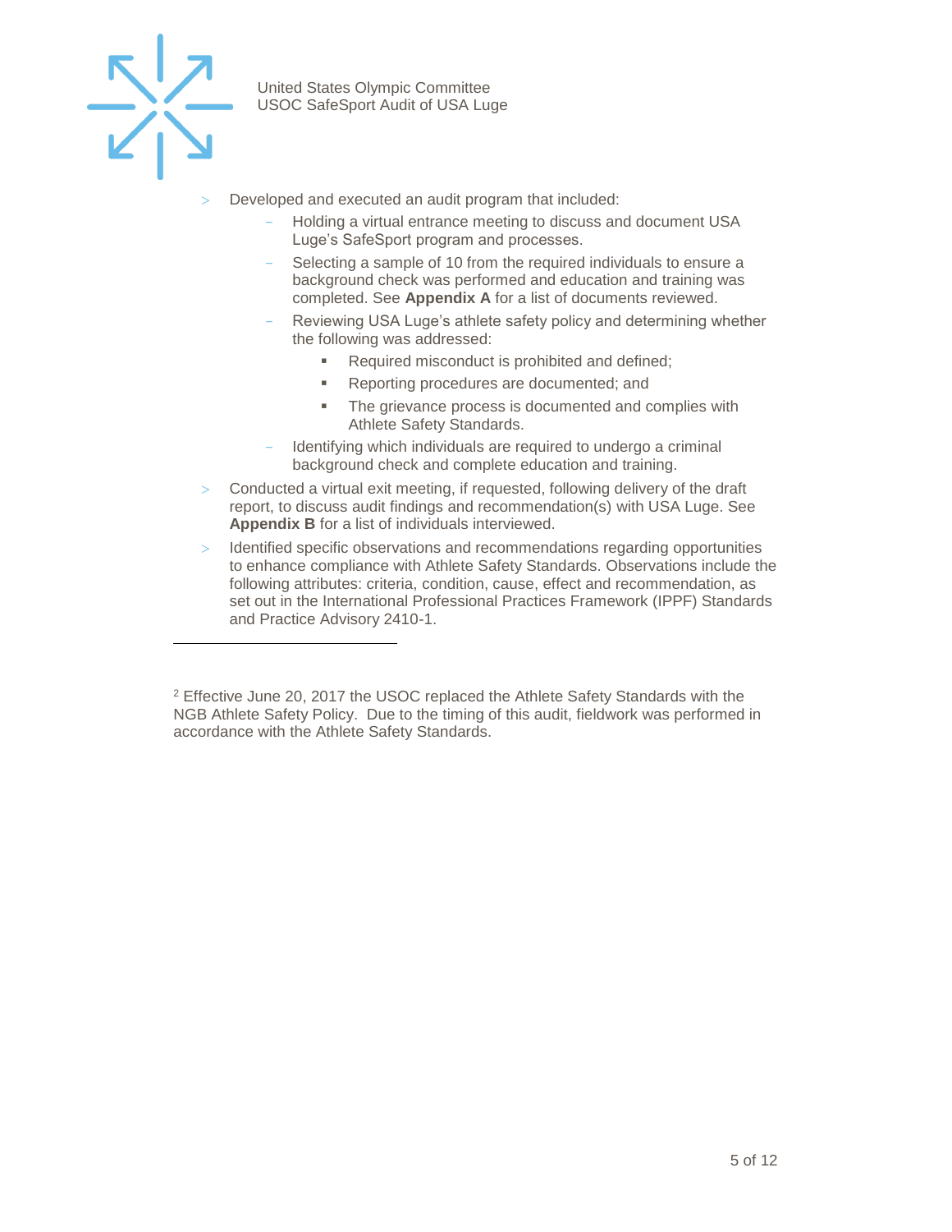- Developed and executed an audit program that included:
  - Holding a virtual entrance meeting to discuss and document USA Luge's SafeSport program and processes.
  - Selecting a sample of 10 from the required individuals to ensure a background check was performed and education and training was completed. See **Appendix A** for a list of documents reviewed.
  - Reviewing USA Luge's athlete safety policy and determining whether the following was addressed:
    - Required misconduct is prohibited and defined;
    - Reporting procedures are documented; and
    - The grievance process is documented and complies with Athlete Safety Standards.
  - Identifying which individuals are required to undergo a criminal background check and complete education and training.
- Conducted a virtual exit meeting, if requested, following delivery of the draft report, to discuss audit findings and recommendation(s) with USA Luge. See **Appendix B** for a list of individuals interviewed.
- Identified specific observations and recommendations regarding opportunities to enhance compliance with Athlete Safety Standards. Observations include the following attributes: criteria, condition, cause, effect and recommendation, as set out in the International Professional Practices Framework (IPPF) Standards and Practice Advisory 2410-1.

---

[2] Effective June 20, 2017 the USOC replaced the Athlete Safety Standards with the NGB Athlete Safety Policy. Due to the timing of this audit, fieldwork was performed in accordance with the Athlete Safety Standards.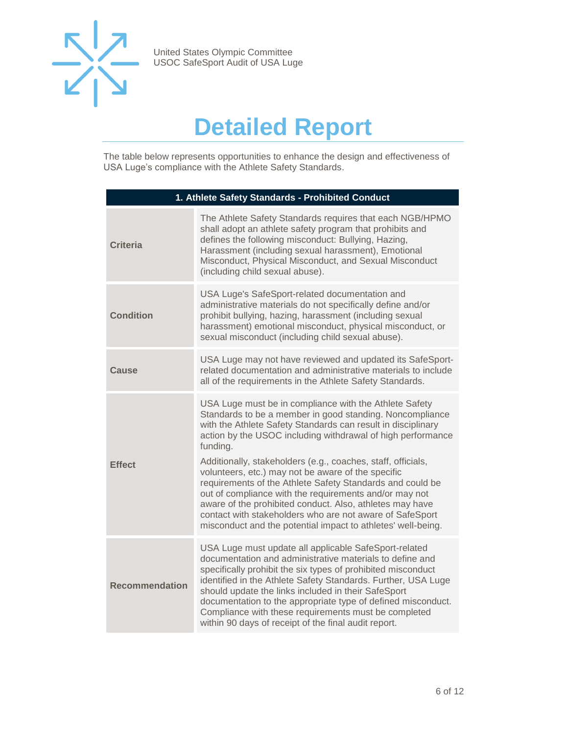# Detailed Report

The table below represents opportunities to enhance the design and effectiveness of USA Luge's compliance with the Athlete Safety Standards.

| 1. Athlete Safety Standards - Prohibited Conduct | |
|---|---|
| **Criteria** | The Athlete Safety Standards requires that each NGB/HPMO shall adopt an athlete safety program that prohibits and defines the following misconduct: Bullying, Hazing, Harassment (including sexual harassment), Emotional Misconduct, Physical Misconduct, and Sexual Misconduct (including child sexual abuse). |
| **Condition** | USA Luge's SafeSport-related documentation and administrative materials do not specifically define and/or prohibit bullying, hazing, harassment (including sexual harassment) emotional misconduct, physical misconduct, or sexual misconduct (including child sexual abuse). |
| **Cause** | USA Luge may not have reviewed and updated its SafeSport-related documentation and administrative materials to include all of the requirements in the Athlete Safety Standards. |
| **Effect** | USA Luge must be in compliance with the Athlete Safety Standards to be a member in good standing. Noncompliance with the Athlete Safety Standards can result in disciplinary action by the USOC including withdrawal of high performance funding.<br><br>Additionally, stakeholders (e.g., coaches, staff, officials, volunteers, etc.) may not be aware of the specific requirements of the Athlete Safety Standards and could be out of compliance with the requirements and/or may not aware of the prohibited conduct. Also, athletes may have contact with stakeholders who are not aware of SafeSport misconduct and the potential impact to athletes' well-being. |
| **Recommendation** | USA Luge must update all applicable SafeSport-related documentation and administrative materials to define and specifically prohibit the six types of prohibited misconduct identified in the Athlete Safety Standards. Further, USA Luge should update the links included in their SafeSport documentation to the appropriate type of defined misconduct. Compliance with these requirements must be completed within 90 days of receipt of the final audit report. |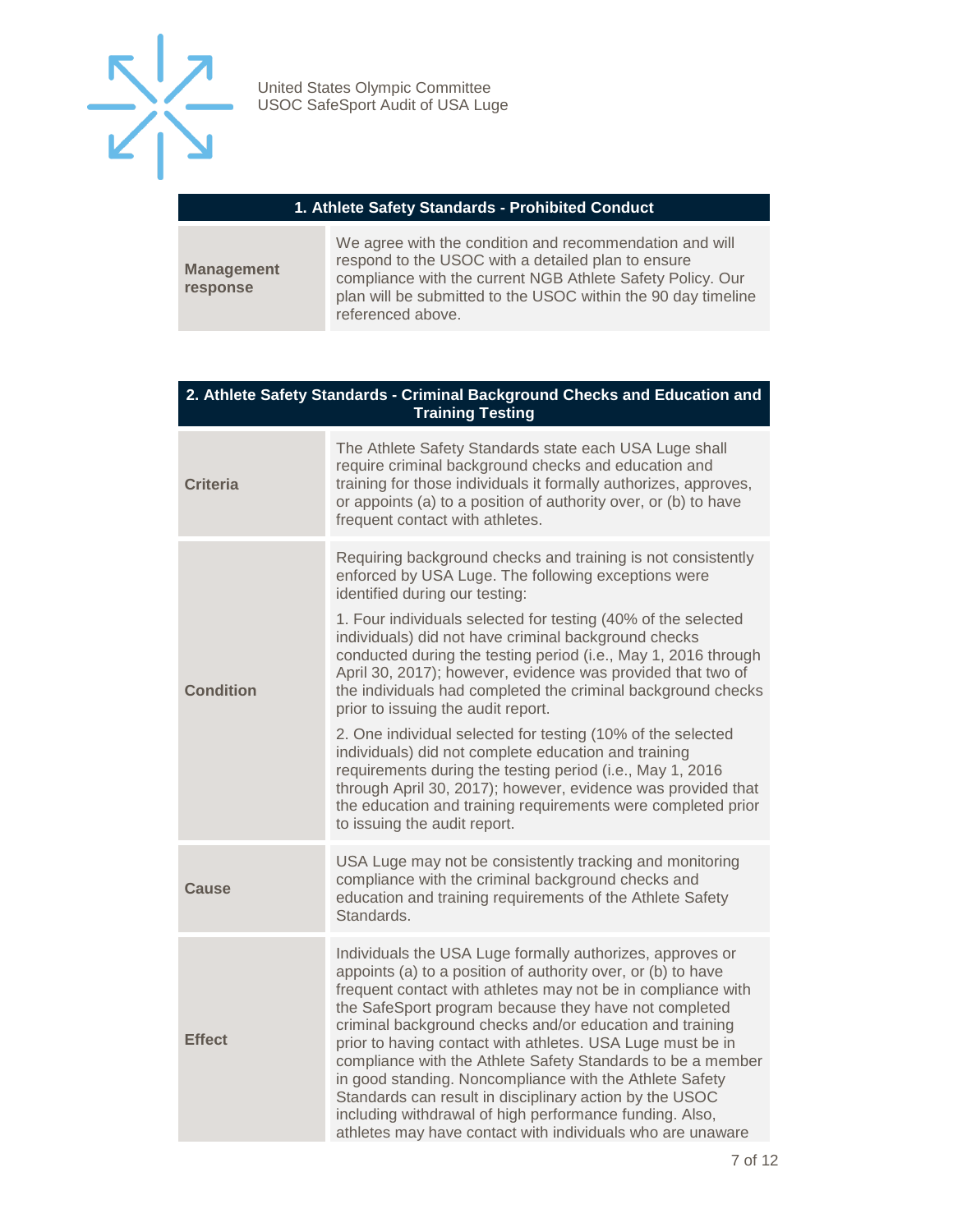| 1. Athlete Safety Standards - Prohibited Conduct | |
|---|---|
| **Management response** | We agree with the condition and recommendation and will respond to the USOC with a detailed plan to ensure compliance with the current NGB Athlete Safety Policy. Our plan will be submitted to the USOC within the 90 day timeline referenced above. |

| 2. Athlete Safety Standards - Criminal Background Checks and Education and Training Testing | |
|---|---|
| **Criteria** | The Athlete Safety Standards state each USA Luge shall require criminal background checks and education and training for those individuals it formally authorizes, approves, or appoints (a) to a position of authority over, or (b) to have frequent contact with athletes. |
| **Condition** | Requiring background checks and training is not consistently enforced by USA Luge. The following exceptions were identified during our testing:<br><br>1. Four individuals selected for testing (40% of the selected individuals) did not have criminal background checks conducted during the testing period (i.e., May 1, 2016 through April 30, 2017); however, evidence was provided that two of the individuals had completed the criminal background checks prior to issuing the audit report.<br><br>2. One individual selected for testing (10% of the selected individuals) did not complete education and training requirements during the testing period (i.e., May 1, 2016 through April 30, 2017); however, evidence was provided that the education and training requirements were completed prior to issuing the audit report. |
| **Cause** | USA Luge may not be consistently tracking and monitoring compliance with the criminal background checks and education and training requirements of the Athlete Safety Standards. |
| **Effect** | Individuals the USA Luge formally authorizes, approves or appoints (a) to a position of authority over, or (b) to have frequent contact with athletes may not be in compliance with the SafeSport program because they have not completed criminal background checks and/or education and training prior to having contact with athletes. USA Luge must be in compliance with the Athlete Safety Standards to be a member in good standing. Noncompliance with the Athlete Safety Standards can result in disciplinary action by the USOC including withdrawal of high performance funding. Also, athletes may have contact with individuals who are unaware |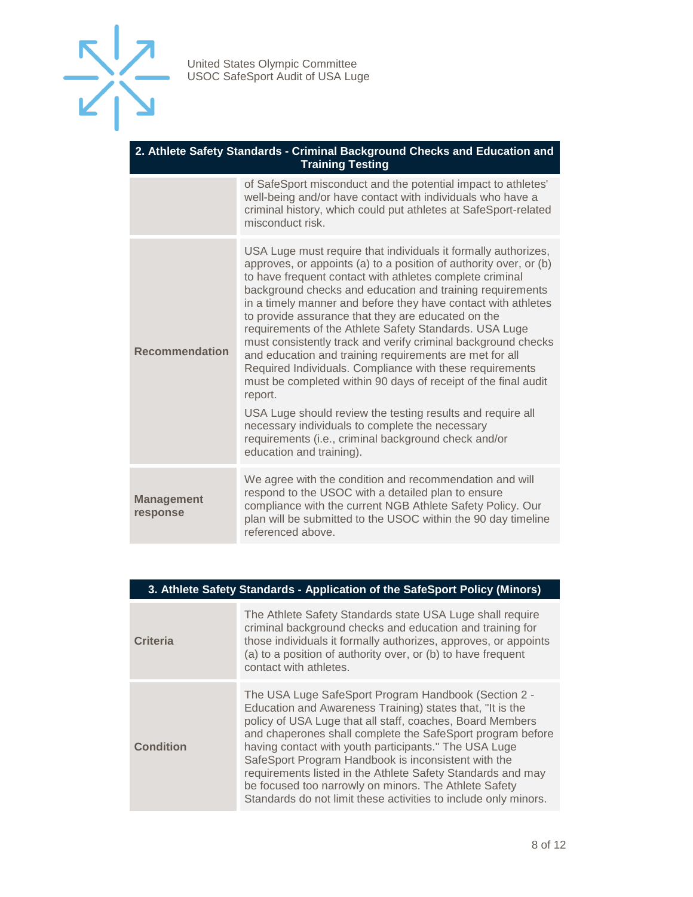| 2. Athlete Safety Standards - Criminal Background Checks and Education and Training Testing | |
|---|---|
| | of SafeSport misconduct and the potential impact to athletes' well-being and/or have contact with individuals who have a criminal history, which could put athletes at SafeSport-related misconduct risk. |
| **Recommendation** | USA Luge must require that individuals it formally authorizes, approves, or appoints (a) to a position of authority over, or (b) to have frequent contact with athletes complete criminal background checks and education and training requirements in a timely manner and before they have contact with athletes to provide assurance that they are educated on the requirements of the Athlete Safety Standards. USA Luge must consistently track and verify criminal background checks and education and training requirements are met for all Required Individuals. Compliance with these requirements must be completed within 90 days of receipt of the final audit report.<br><br>USA Luge should review the testing results and require all necessary individuals to complete the necessary requirements (i.e., criminal background check and/or education and training). |
| **Management response** | We agree with the condition and recommendation and will respond to the USOC with a detailed plan to ensure compliance with the current NGB Athlete Safety Policy. Our plan will be submitted to the USOC within the 90 day timeline referenced above. |

| 3. Athlete Safety Standards - Application of the SafeSport Policy (Minors) | |
|---|---|
| **Criteria** | The Athlete Safety Standards state USA Luge shall require criminal background checks and education and training for those individuals it formally authorizes, approves, or appoints (a) to a position of authority over, or (b) to have frequent contact with athletes. |
| **Condition** | The USA Luge SafeSport Program Handbook (Section 2 - Education and Awareness Training) states that, "It is the policy of USA Luge that all staff, coaches, Board Members and chaperones shall complete the SafeSport program before having contact with youth participants." The USA Luge SafeSport Program Handbook is inconsistent with the requirements listed in the Athlete Safety Standards and may be focused too narrowly on minors. The Athlete Safety Standards do not limit these activities to include only minors. |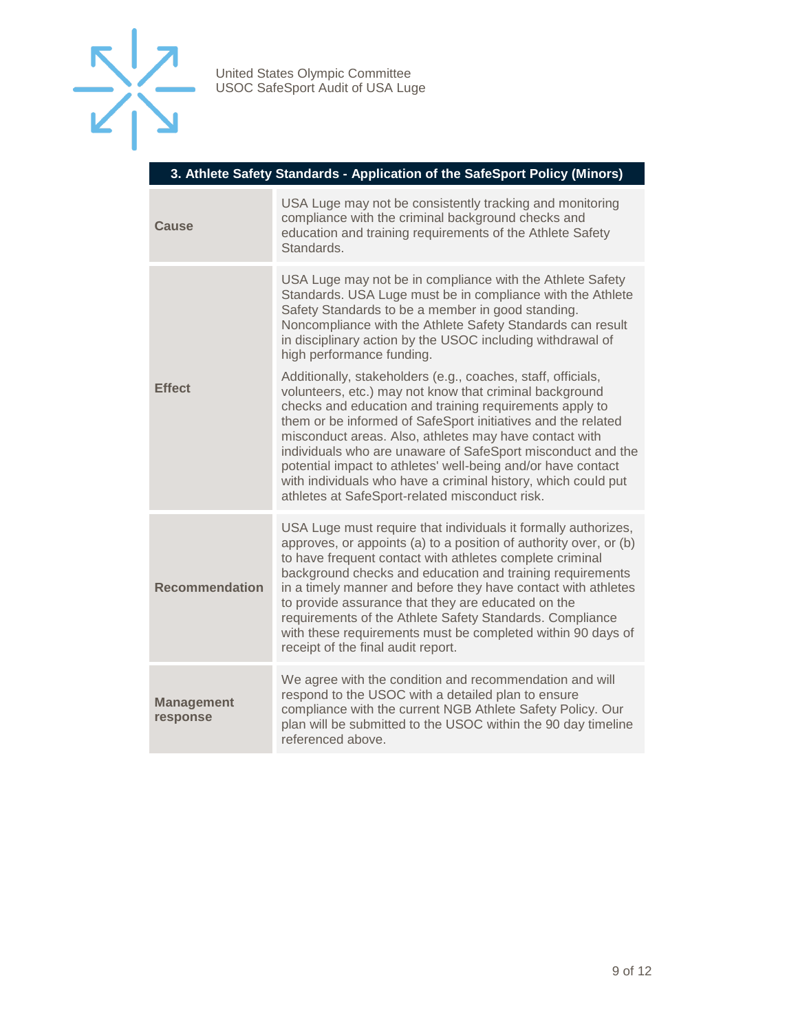| 3. Athlete Safety Standards - Application of the SafeSport Policy (Minors) | |
|---|---|
| **Cause** | USA Luge may not be consistently tracking and monitoring compliance with the criminal background checks and education and training requirements of the Athlete Safety Standards. |
| **Effect** | USA Luge may not be in compliance with the Athlete Safety Standards. USA Luge must be in compliance with the Athlete Safety Standards to be a member in good standing. Noncompliance with the Athlete Safety Standards can result in disciplinary action by the USOC including withdrawal of high performance funding.<br><br>Additionally, stakeholders (e.g., coaches, staff, officials, volunteers, etc.) may not know that criminal background checks and education and training requirements apply to them or be informed of SafeSport initiatives and the related misconduct areas. Also, athletes may have contact with individuals who are unaware of SafeSport misconduct and the potential impact to athletes' well-being and/or have contact with individuals who have a criminal history, which could put athletes at SafeSport-related misconduct risk. |
| **Recommendation** | USA Luge must require that individuals it formally authorizes, approves, or appoints (a) to a position of authority over, or (b) to have frequent contact with athletes complete criminal background checks and education and training requirements in a timely manner and before they have contact with athletes to provide assurance that they are educated on the requirements of the Athlete Safety Standards. Compliance with these requirements must be completed within 90 days of receipt of the final audit report. |
| **Management response** | We agree with the condition and recommendation and will respond to the USOC with a detailed plan to ensure compliance with the current NGB Athlete Safety Policy. Our plan will be submitted to the USOC within the 90 day timeline referenced above. |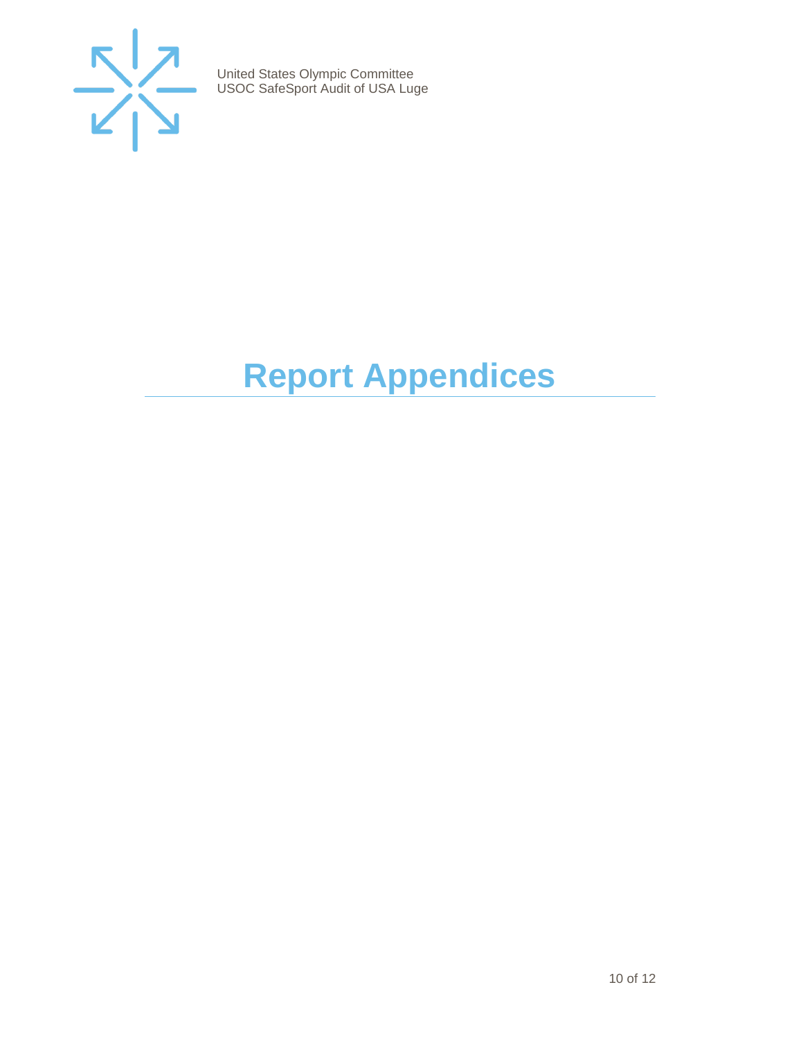# Report Appendices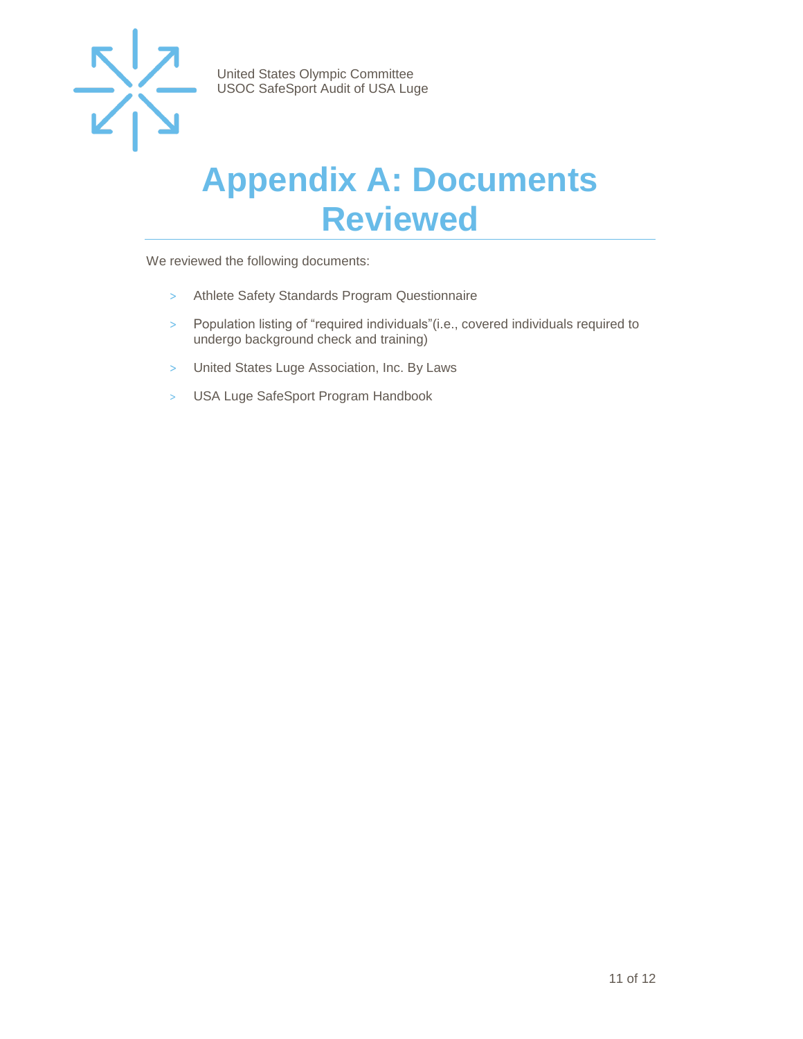# Appendix A: Documents Reviewed

We reviewed the following documents:

- Athlete Safety Standards Program Questionnaire
- Population listing of "required individuals"(i.e., covered individuals required to undergo background check and training)
- United States Luge Association, Inc. By Laws
- USA Luge SafeSport Program Handbook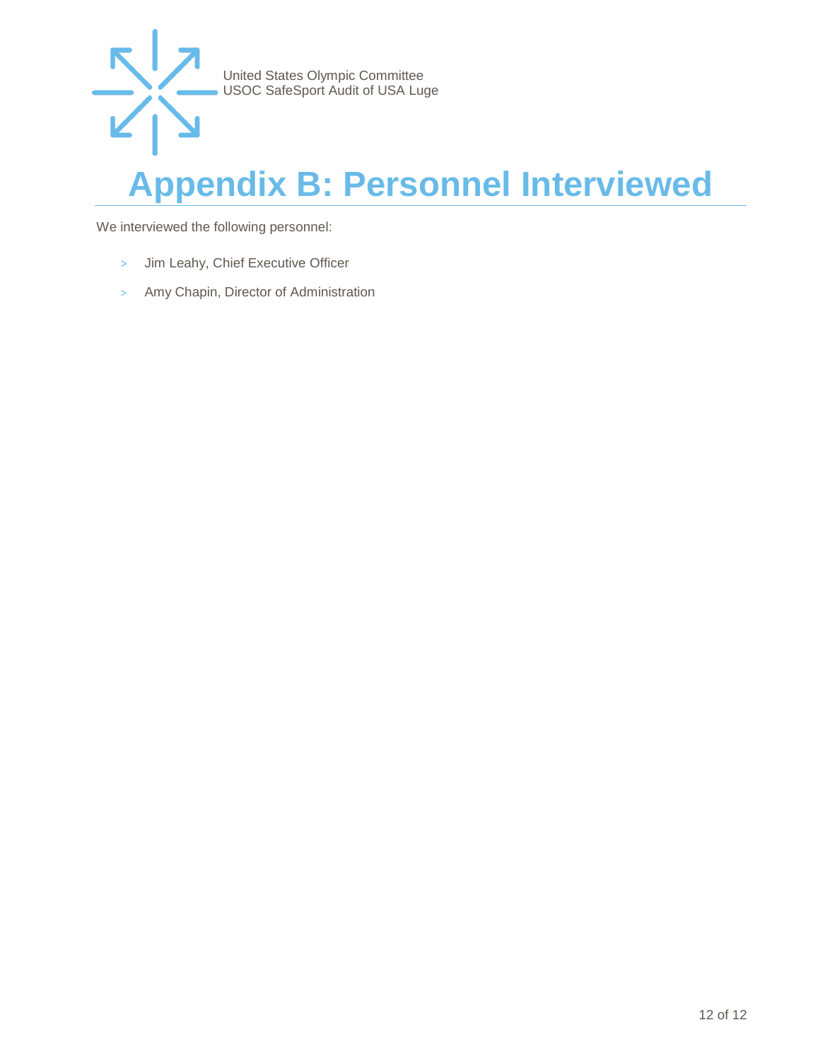# Appendix B: Personnel Interviewed

We interviewed the following personnel:

- Jim Leahy, Chief Executive Officer
- Amy Chapin, Director of Administration